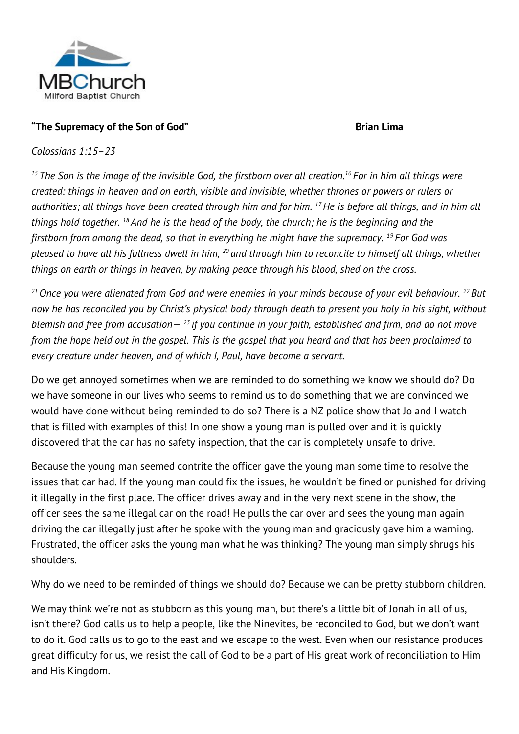MBChurch
Milford Baptist Church

**"The Supremacy of the Son of God"** **Brian Lima**

*Colossians 1:15–23*

*[15] The Son is the image of the invisible God, the firstborn over all creation.[16] For in him all things were created: things in heaven and on earth, visible and invisible, whether thrones or powers or rulers or authorities; all things have been created through him and for him. [17] He is before all things, and in him all things hold together. [18] And he is the head of the body, the church; he is the beginning and the firstborn from among the dead, so that in everything he might have the supremacy. [19] For God was pleased to have all his fullness dwell in him, [20] and through him to reconcile to himself all things, whether things on earth or things in heaven, by making peace through his blood, shed on the cross.*

*[21] Once you were alienated from God and were enemies in your minds because of your evil behaviour. [22] But now he has reconciled you by Christ's physical body through death to present you holy in his sight, without blemish and free from accusation— [23] if you continue in your faith, established and firm, and do not move from the hope held out in the gospel. This is the gospel that you heard and that has been proclaimed to every creature under heaven, and of which I, Paul, have become a servant.*

Do we get annoyed sometimes when we are reminded to do something we know we should do? Do we have someone in our lives who seems to remind us to do something that we are convinced we would have done without being reminded to do so? There is a NZ police show that Jo and I watch that is filled with examples of this! In one show a young man is pulled over and it is quickly discovered that the car has no safety inspection, that the car is completely unsafe to drive.

Because the young man seemed contrite the officer gave the young man some time to resolve the issues that car had. If the young man could fix the issues, he wouldn't be fined or punished for driving it illegally in the first place. The officer drives away and in the very next scene in the show, the officer sees the same illegal car on the road! He pulls the car over and sees the young man again driving the car illegally just after he spoke with the young man and graciously gave him a warning. Frustrated, the officer asks the young man what he was thinking? The young man simply shrugs his shoulders.

Why do we need to be reminded of things we should do? Because we can be pretty stubborn children.

We may think we're not as stubborn as this young man, but there's a little bit of Jonah in all of us, isn't there? God calls us to help a people, like the Ninevites, be reconciled to God, but we don't want to do it. God calls us to go to the east and we escape to the west. Even when our resistance produces great difficulty for us, we resist the call of God to be a part of His great work of reconciliation to Him and His Kingdom.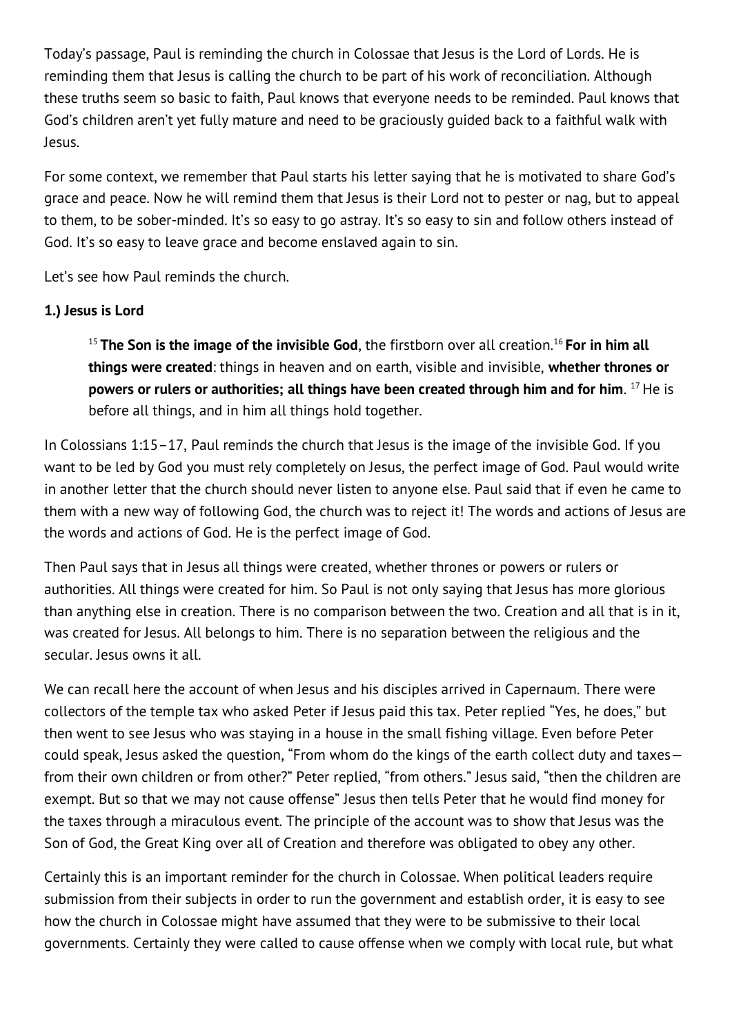Today's passage, Paul is reminding the church in Colossae that Jesus is the Lord of Lords. He is reminding them that Jesus is calling the church to be part of his work of reconciliation. Although these truths seem so basic to faith, Paul knows that everyone needs to be reminded. Paul knows that God's children aren't yet fully mature and need to be graciously guided back to a faithful walk with Jesus.

For some context, we remember that Paul starts his letter saying that he is motivated to share God's grace and peace. Now he will remind them that Jesus is their Lord not to pester or nag, but to appeal to them, to be sober-minded. It's so easy to go astray. It's so easy to sin and follow others instead of God. It's so easy to leave grace and become enslaved again to sin.

Let's see how Paul reminds the church.

**1.) Jesus is Lord**

> [15] **The Son is the image of the invisible God**, the firstborn over all creation.[16] **For in him all things were created**: things in heaven and on earth, visible and invisible, **whether thrones or powers or rulers or authorities; all things have been created through him and for him**. [17] He is before all things, and in him all things hold together.

In Colossians 1:15–17, Paul reminds the church that Jesus is the image of the invisible God. If you want to be led by God you must rely completely on Jesus, the perfect image of God. Paul would write in another letter that the church should never listen to anyone else. Paul said that if even he came to them with a new way of following God, the church was to reject it! The words and actions of Jesus are the words and actions of God. He is the perfect image of God.

Then Paul says that in Jesus all things were created, whether thrones or powers or rulers or authorities. All things were created for him. So Paul is not only saying that Jesus has more glorious than anything else in creation. There is no comparison between the two. Creation and all that is in it, was created for Jesus. All belongs to him. There is no separation between the religious and the secular. Jesus owns it all.

We can recall here the account of when Jesus and his disciples arrived in Capernaum. There were collectors of the temple tax who asked Peter if Jesus paid this tax. Peter replied "Yes, he does," but then went to see Jesus who was staying in a house in the small fishing village. Even before Peter could speak, Jesus asked the question, "From whom do the kings of the earth collect duty and taxes—from their own children or from other?" Peter replied, "from others." Jesus said, "then the children are exempt. But so that we may not cause offense" Jesus then tells Peter that he would find money for the taxes through a miraculous event. The principle of the account was to show that Jesus was the Son of God, the Great King over all of Creation and therefore was obligated to obey any other.

Certainly this is an important reminder for the church in Colossae. When political leaders require submission from their subjects in order to run the government and establish order, it is easy to see how the church in Colossae might have assumed that they were to be submissive to their local governments. Certainly they were called to cause offense when we comply with local rule, but what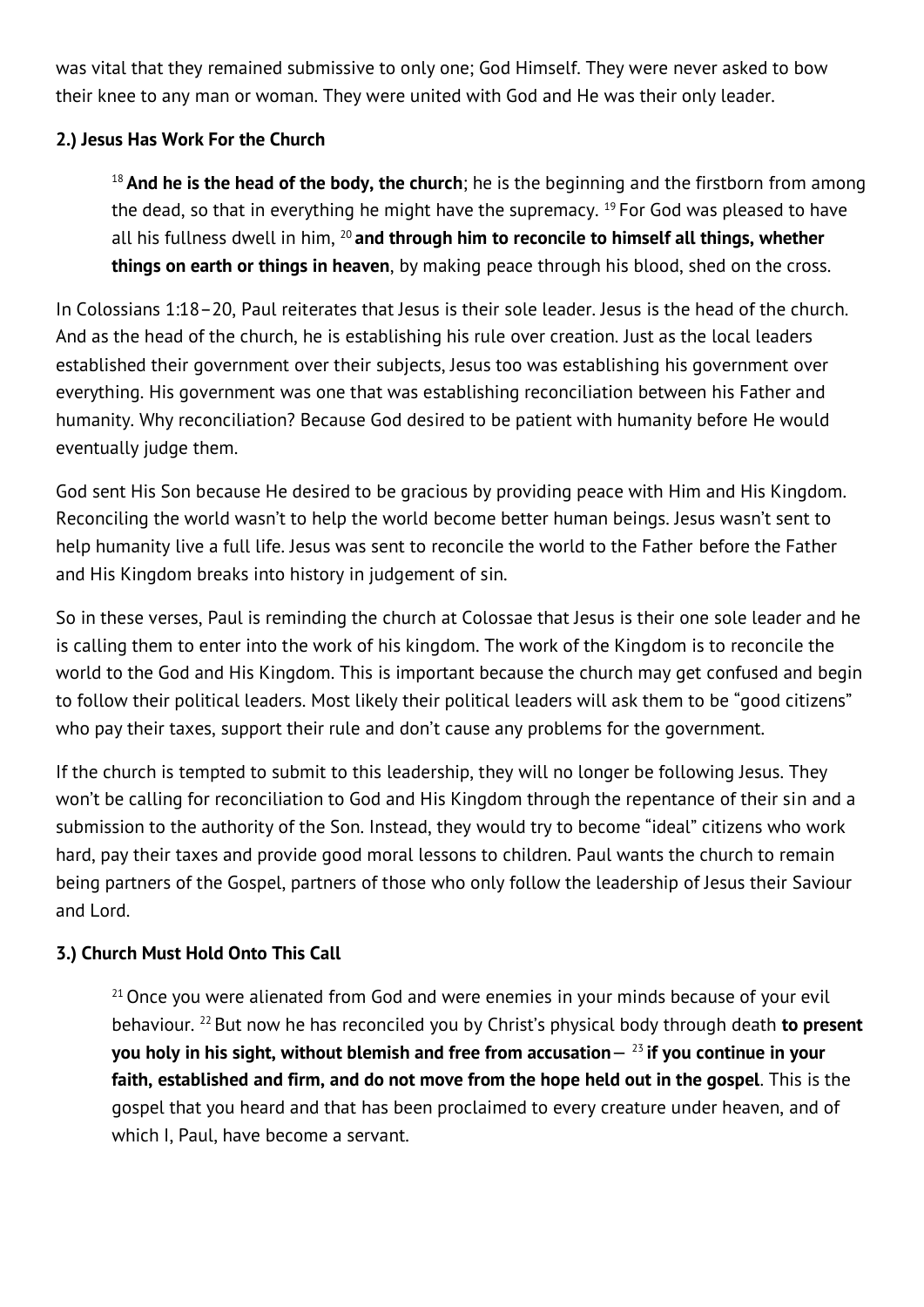was vital that they remained submissive to only one; God Himself. They were never asked to bow their knee to any man or woman. They were united with God and He was their only leader.

**2.) Jesus Has Work For the Church**

> [18] **And he is the head of the body, the church**; he is the beginning and the firstborn from among the dead, so that in everything he might have the supremacy. [19] For God was pleased to have all his fullness dwell in him, [20] **and through him to reconcile to himself all things, whether things on earth or things in heaven**, by making peace through his blood, shed on the cross.

In Colossians 1:18–20, Paul reiterates that Jesus is their sole leader. Jesus is the head of the church. And as the head of the church, he is establishing his rule over creation. Just as the local leaders established their government over their subjects, Jesus too was establishing his government over everything. His government was one that was establishing reconciliation between his Father and humanity. Why reconciliation? Because God desired to be patient with humanity before He would eventually judge them.

God sent His Son because He desired to be gracious by providing peace with Him and His Kingdom. Reconciling the world wasn't to help the world become better human beings. Jesus wasn't sent to help humanity live a full life. Jesus was sent to reconcile the world to the Father before the Father and His Kingdom breaks into history in judgement of sin.

So in these verses, Paul is reminding the church at Colossae that Jesus is their one sole leader and he is calling them to enter into the work of his kingdom. The work of the Kingdom is to reconcile the world to the God and His Kingdom. This is important because the church may get confused and begin to follow their political leaders. Most likely their political leaders will ask them to be "good citizens" who pay their taxes, support their rule and don't cause any problems for the government.

If the church is tempted to submit to this leadership, they will no longer be following Jesus. They won't be calling for reconciliation to God and His Kingdom through the repentance of their sin and a submission to the authority of the Son. Instead, they would try to become "ideal" citizens who work hard, pay their taxes and provide good moral lessons to children. Paul wants the church to remain being partners of the Gospel, partners of those who only follow the leadership of Jesus their Saviour and Lord.

**3.) Church Must Hold Onto This Call**

> [21] Once you were alienated from God and were enemies in your minds because of your evil behaviour. [22] But now he has reconciled you by Christ's physical body through death **to present you holy in his sight, without blemish and free from accusation**— [23] **if you continue in your faith, established and firm, and do not move from the hope held out in the gospel**. This is the gospel that you heard and that has been proclaimed to every creature under heaven, and of which I, Paul, have become a servant.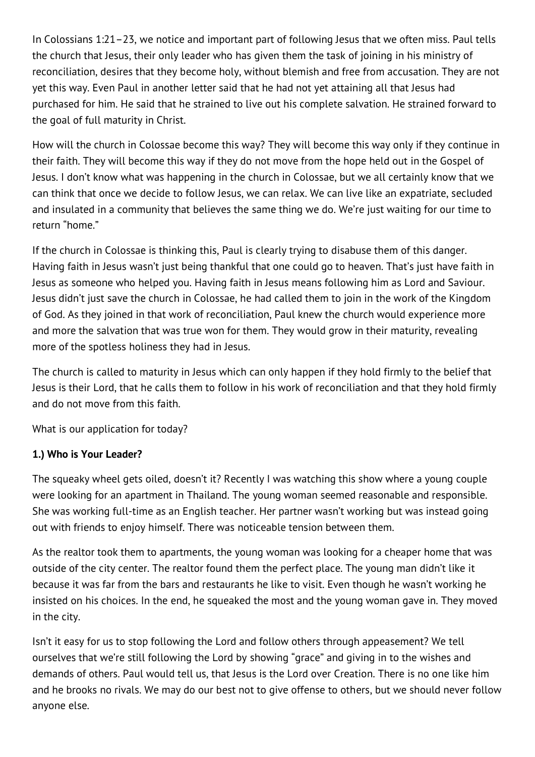In Colossians 1:21–23, we notice and important part of following Jesus that we often miss. Paul tells the church that Jesus, their only leader who has given them the task of joining in his ministry of reconciliation, desires that they become holy, without blemish and free from accusation. They are not yet this way. Even Paul in another letter said that he had not yet attaining all that Jesus had purchased for him. He said that he strained to live out his complete salvation. He strained forward to the goal of full maturity in Christ.

How will the church in Colossae become this way? They will become this way only if they continue in their faith. They will become this way if they do not move from the hope held out in the Gospel of Jesus. I don't know what was happening in the church in Colossae, but we all certainly know that we can think that once we decide to follow Jesus, we can relax. We can live like an expatriate, secluded and insulated in a community that believes the same thing we do. We're just waiting for our time to return "home."

If the church in Colossae is thinking this, Paul is clearly trying to disabuse them of this danger. Having faith in Jesus wasn't just being thankful that one could go to heaven. That's just have faith in Jesus as someone who helped you. Having faith in Jesus means following him as Lord and Saviour. Jesus didn't just save the church in Colossae, he had called them to join in the work of the Kingdom of God. As they joined in that work of reconciliation, Paul knew the church would experience more and more the salvation that was true won for them. They would grow in their maturity, revealing more of the spotless holiness they had in Jesus.

The church is called to maturity in Jesus which can only happen if they hold firmly to the belief that Jesus is their Lord, that he calls them to follow in his work of reconciliation and that they hold firmly and do not move from this faith.

What is our application for today?

**1.) Who is Your Leader?**

The squeaky wheel gets oiled, doesn't it? Recently I was watching this show where a young couple were looking for an apartment in Thailand. The young woman seemed reasonable and responsible. She was working full-time as an English teacher. Her partner wasn't working but was instead going out with friends to enjoy himself. There was noticeable tension between them.

As the realtor took them to apartments, the young woman was looking for a cheaper home that was outside of the city center. The realtor found them the perfect place. The young man didn't like it because it was far from the bars and restaurants he like to visit. Even though he wasn't working he insisted on his choices. In the end, he squeaked the most and the young woman gave in. They moved in the city.

Isn't it easy for us to stop following the Lord and follow others through appeasement? We tell ourselves that we're still following the Lord by showing "grace" and giving in to the wishes and demands of others. Paul would tell us, that Jesus is the Lord over Creation. There is no one like him and he brooks no rivals. We may do our best not to give offense to others, but we should never follow anyone else.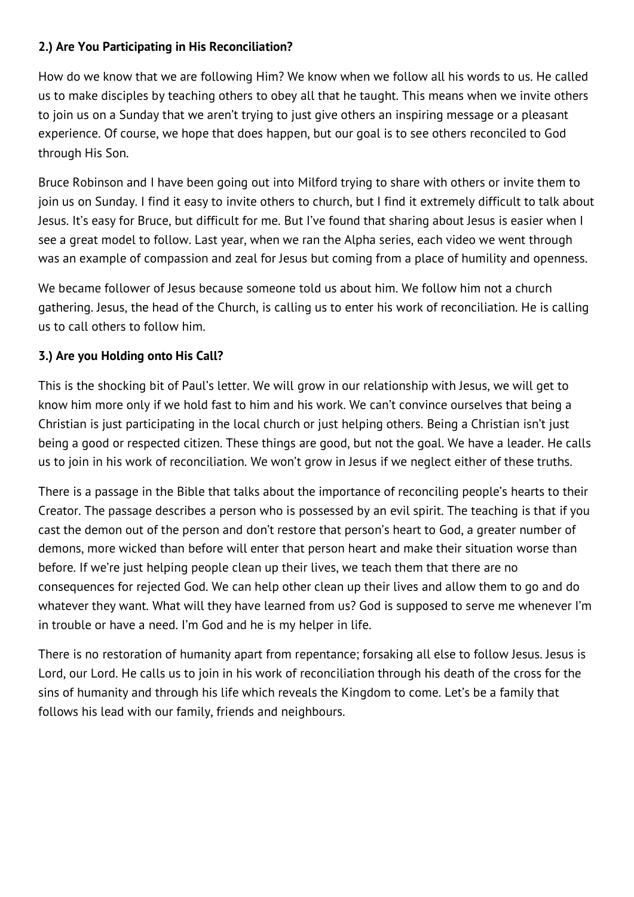**2.) Are You Participating in His Reconciliation?**

How do we know that we are following Him? We know when we follow all his words to us. He called us to make disciples by teaching others to obey all that he taught. This means when we invite others to join us on a Sunday that we aren't trying to just give others an inspiring message or a pleasant experience. Of course, we hope that does happen, but our goal is to see others reconciled to God through His Son.

Bruce Robinson and I have been going out into Milford trying to share with others or invite them to join us on Sunday. I find it easy to invite others to church, but I find it extremely difficult to talk about Jesus. It's easy for Bruce, but difficult for me. But I've found that sharing about Jesus is easier when I see a great model to follow. Last year, when we ran the Alpha series, each video we went through was an example of compassion and zeal for Jesus but coming from a place of humility and openness.

We became follower of Jesus because someone told us about him. We follow him not a church gathering. Jesus, the head of the Church, is calling us to enter his work of reconciliation. He is calling us to call others to follow him.

**3.) Are you Holding onto His Call?**

This is the shocking bit of Paul's letter. We will grow in our relationship with Jesus, we will get to know him more only if we hold fast to him and his work. We can't convince ourselves that being a Christian is just participating in the local church or just helping others. Being a Christian isn't just being a good or respected citizen. These things are good, but not the goal. We have a leader. He calls us to join in his work of reconciliation. We won't grow in Jesus if we neglect either of these truths.

There is a passage in the Bible that talks about the importance of reconciling people's hearts to their Creator. The passage describes a person who is possessed by an evil spirit. The teaching is that if you cast the demon out of the person and don't restore that person's heart to God, a greater number of demons, more wicked than before will enter that person heart and make their situation worse than before. If we're just helping people clean up their lives, we teach them that there are no consequences for rejected God. We can help other clean up their lives and allow them to go and do whatever they want. What will they have learned from us? God is supposed to serve me whenever I'm in trouble or have a need. I'm God and he is my helper in life.

There is no restoration of humanity apart from repentance; forsaking all else to follow Jesus. Jesus is Lord, our Lord. He calls us to join in his work of reconciliation through his death of the cross for the sins of humanity and through his life which reveals the Kingdom to come. Let's be a family that follows his lead with our family, friends and neighbours.